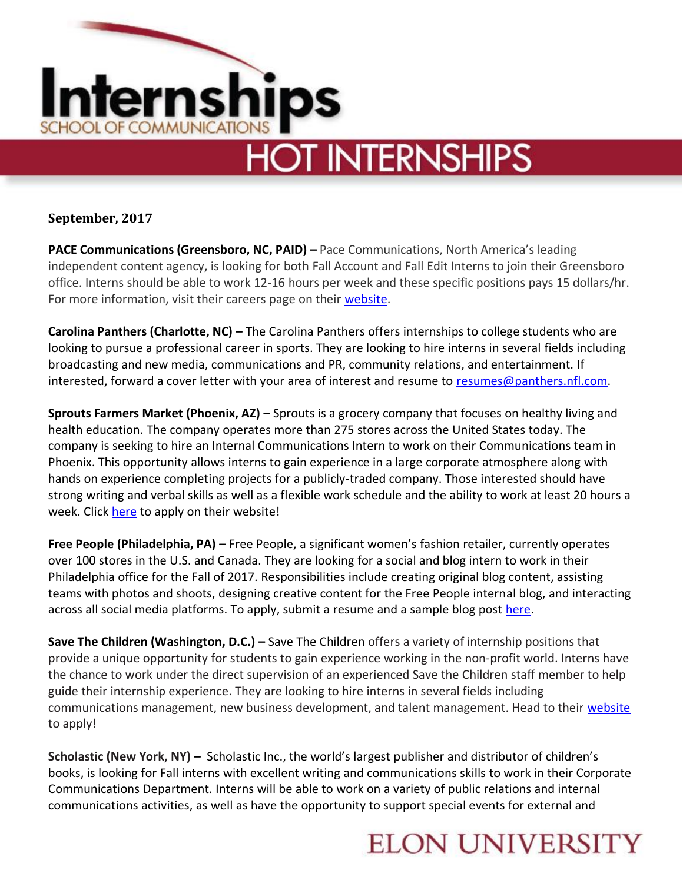# Internships

SCHOOL OF COMMUNICATIONS

## HOT INTERNSHIPS

**September, 2017**

**PACE Communications (Greensboro, NC, PAID) –** Pace Communications, North America's leading independent content agency, is looking for both Fall Account and Fall Edit Interns to join their Greensboro office. Interns should be able to work 12-16 hours per week and these specific positions pays 15 dollars/hr. For more information, visit their careers page on their website.

**Carolina Panthers (Charlotte, NC) –** The Carolina Panthers offers internships to college students who are looking to pursue a professional career in sports. They are looking to hire interns in several fields including broadcasting and new media, communications and PR, community relations, and entertainment. If interested, forward a cover letter with your area of interest and resume to resumes@panthers.nfl.com.

**Sprouts Farmers Market (Phoenix, AZ) –** Sprouts is a grocery company that focuses on healthy living and health education. The company operates more than 275 stores across the United States today. The company is seeking to hire an Internal Communications Intern to work on their Communications team in Phoenix. This opportunity allows interns to gain experience in a large corporate atmosphere along with hands on experience completing projects for a publicly-traded company. Those interested should have strong writing and verbal skills as well as a flexible work schedule and the ability to work at least 20 hours a week. Click here to apply on their website!

**Free People (Philadelphia, PA) –** Free People, a significant women's fashion retailer, currently operates over 100 stores in the U.S. and Canada. They are looking for a social and blog intern to work in their Philadelphia office for the Fall of 2017. Responsibilities include creating original blog content, assisting teams with photos and shoots, designing creative content for the Free People internal blog, and interacting across all social media platforms. To apply, submit a resume and a sample blog post here.

**Save The Children (Washington, D.C.) –** Save The Children offers a variety of internship positions that provide a unique opportunity for students to gain experience working in the non-profit world. Interns have the chance to work under the direct supervision of an experienced Save the Children staff member to help guide their internship experience. They are looking to hire interns in several fields including communications management, new business development, and talent management. Head to their website to apply!

**Scholastic (New York, NY) –** Scholastic Inc., the world's largest publisher and distributor of children's books, is looking for Fall interns with excellent writing and communications skills to work in their Corporate Communications Department. Interns will be able to work on a variety of public relations and internal communications activities, as well as have the opportunity to support special events for external and

ELON UNIVERSITY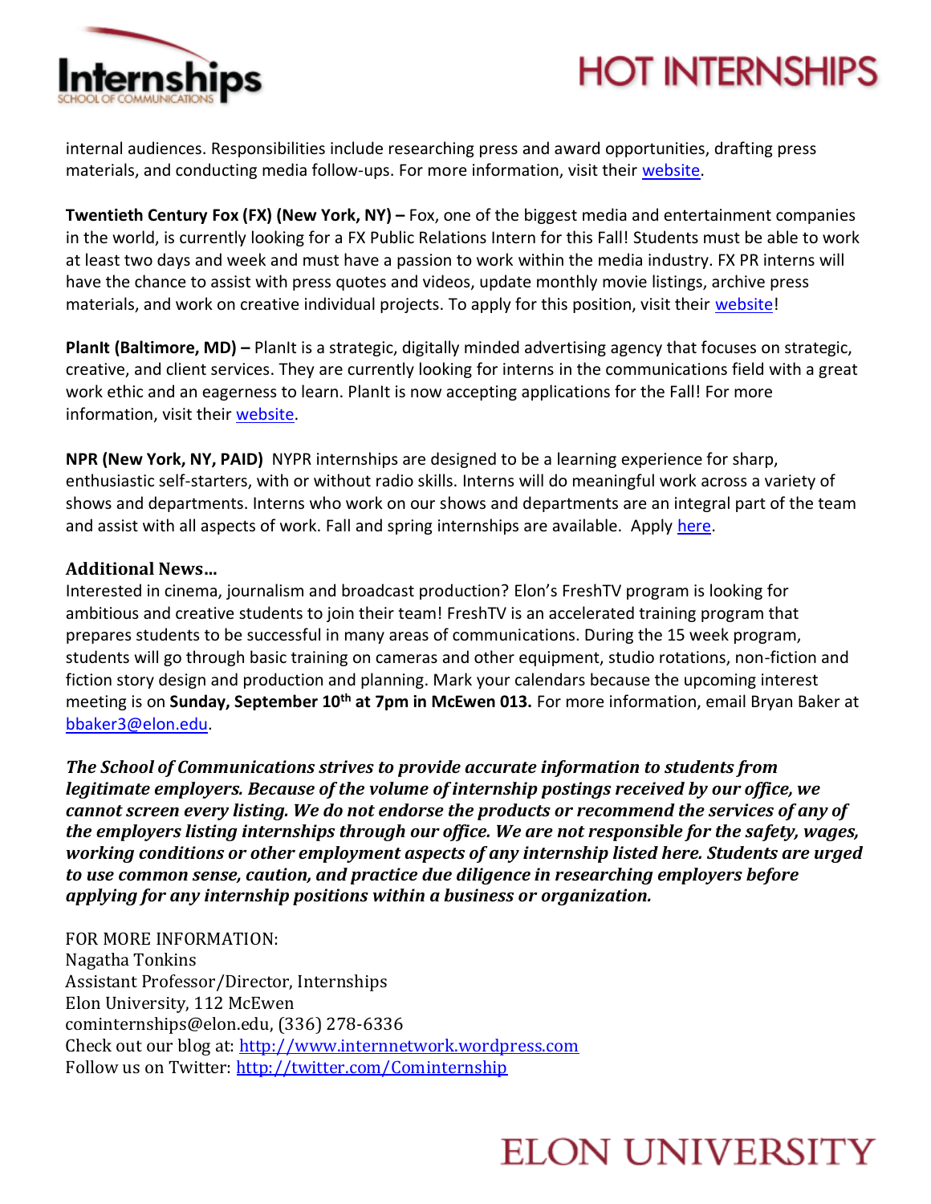internal audiences. Responsibilities include researching press and award opportunities, drafting press materials, and conducting media follow-ups. For more information, visit their website.

**Twentieth Century Fox (FX) (New York, NY) –** Fox, one of the biggest media and entertainment companies in the world, is currently looking for a FX Public Relations Intern for this Fall! Students must be able to work at least two days and week and must have a passion to work within the media industry. FX PR interns will have the chance to assist with press quotes and videos, update monthly movie listings, archive press materials, and work on creative individual projects. To apply for this position, visit their website!

**PlanIt (Baltimore, MD) –** PlanIt is a strategic, digitally minded advertising agency that focuses on strategic, creative, and client services. They are currently looking for interns in the communications field with a great work ethic and an eagerness to learn. PlanIt is now accepting applications for the Fall! For more information, visit their website.

**NPR (New York, NY, PAID)** NYPR internships are designed to be a learning experience for sharp, enthusiastic self-starters, with or without radio skills. Interns will do meaningful work across a variety of shows and departments. Interns who work on our shows and departments are an integral part of the team and assist with all aspects of work. Fall and spring internships are available. Apply here.

### Additional News…

Interested in cinema, journalism and broadcast production? Elon's FreshTV program is looking for ambitious and creative students to join their team! FreshTV is an accelerated training program that prepares students to be successful in many areas of communications. During the 15 week program, students will go through basic training on cameras and other equipment, studio rotations, non-fiction and fiction story design and production and planning. Mark your calendars because the upcoming interest meeting is on **Sunday, September 10th at 7pm in McEwen 013.** For more information, email Bryan Baker at bbaker3@elon.edu.

***The School of Communications strives to provide accurate information to students from legitimate employers. Because of the volume of internship postings received by our office, we cannot screen every listing. We do not endorse the products or recommend the services of any of the employers listing internships through our office. We are not responsible for the safety, wages, working conditions or other employment aspects of any internship listed here. Students are urged to use common sense, caution, and practice due diligence in researching employers before applying for any internship positions within a business or organization.***

FOR MORE INFORMATION:
Nagatha Tonkins
Assistant Professor/Director, Internships
Elon University, 112 McEwen
cominternships@elon.edu, (336) 278-6336
Check out our blog at: http://www.internnetwork.wordpress.com
Follow us on Twitter: http://twitter.com/Cominternship